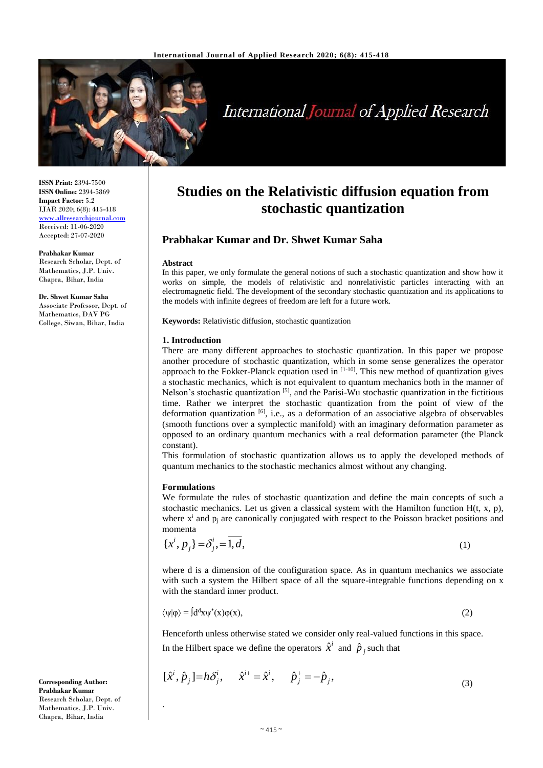# Studies on the Relativistic diffusion equation from stochastic quantization

## Prabhakar Kumar and Dr. Shwet Kumar Saha

**ISSN Print:** 2394-7500
**ISSN Online:** 2394-5869
**Impact Factor:** 5.2
IJAR 2020; 6(8): 415-418
www.allresearchjournal.com
Received: 11-06-2020
Accepted: 27-07-2020

**Prabhakar Kumar**
Research Scholar, Dept. of Mathematics, J.P. Univ. Chapra, Bihar, India

**Dr. Shwet Kumar Saha**
Associate Professor, Dept. of Mathematics, DAV PG College, Siwan, Bihar, India

**Corresponding Author:**
**Prabhakar Kumar**
Research Scholar, Dept. of Mathematics, J.P. Univ. Chapra, Bihar, India

**Abstract**

In this paper, we only formulate the general notions of such a stochastic quantization and show how it works on simple, the models of relativistic and nonrelativistic particles interacting with an electromagnetic field. The development of the secondary stochastic quantization and its applications to the models with infinite degrees of freedom are left for a future work.

**Keywords:** Relativistic diffusion, stochastic quantization

### 1. Introduction

There are many different approaches to stochastic quantization. In this paper we propose another procedure of stochastic quantization, which in some sense generalizes the operator approach to the Fokker-Planck equation used in [1-10]. This new method of quantization gives a stochastic mechanics, which is not equivalent to quantum mechanics both in the manner of Nelson's stochastic quantization [5], and the Parisi-Wu stochastic quantization in the fictitious time. Rather we interpret the stochastic quantization from the point of view of the deformation quantization [6], i.e., as a deformation of an associative algebra of observables (smooth functions over a symplectic manifold) with an imaginary deformation parameter as opposed to an ordinary quantum mechanics with a real deformation parameter (the Planck constant).

This formulation of stochastic quantization allows us to apply the developed methods of quantum mechanics to the stochastic mechanics almost without any changing.

### Formulations

We formulate the rules of stochastic quantization and define the main concepts of such a stochastic mechanics. Let us given a classical system with the Hamilton function H(t, x, p), where $x^i$ and $p_j$ are canonically conjugated with respect to the Poisson bracket positions and momenta

$$\{x^i, p_j\} = \delta^i_j, = \overline{1, d}, \tag{1}$$

where d is a dimension of the configuration space. As in quantum mechanics we associate with such a system the Hilbert space of all the square-integrable functions depending on x with the standard inner product.

$$\langle\psi|\varphi\rangle = \int d^d x \psi^*(x)\varphi(x), \tag{2}$$

Henceforth unless otherwise stated we consider only real-valued functions in this space.

In the Hilbert space we define the operators $\hat{x}^i$ and $\hat{p}_j$ such that

$$[\hat{x}^i, \hat{p}_j] = h\delta^i_j, \quad \hat{x}^{i+} = \hat{x}^i, \quad \hat{p}^+_j = -\hat{p}_j, \tag{3}$$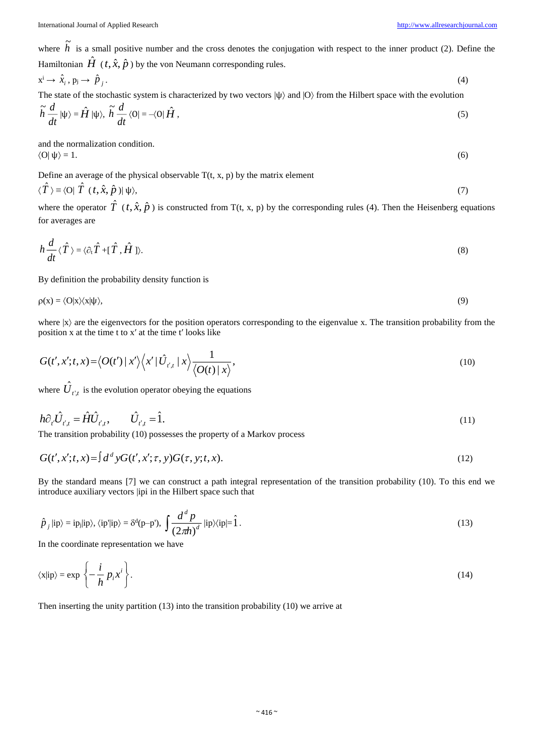where $\tilde{h}$ is a small positive number and the cross denotes the conjugation with respect to the inner product (2). Define the Hamiltonian $\hat{H}\,(t, \hat{x}, \hat{p})$ by the von Neumann corresponding rules.

$$x^i \to \hat{x}_i,\; p_j \to \hat{p}_j. \tag{4}$$

The state of the stochastic system is characterized by two vectors $|\psi\rangle$ and $|O\rangle$ from the Hilbert space with the evolution

$$\tilde{h}\frac{d}{dt}|\psi\rangle = \hat{H}\,|\psi\rangle,\; \tilde{h}\frac{d}{dt}\langle O| = -\langle O|\,\hat{H}, \tag{5}$$

and the normalization condition.

$$\langle O|\,\psi\rangle = 1. \tag{6}$$

Define an average of the physical observable T(t, x, p) by the matrix element

$$\langle \hat{T}\,\rangle \equiv \langle O|\;\hat{T}\;(t, \hat{x}, \hat{p}\,)|\,\psi\rangle, \tag{7}$$

where the operator $\hat{T}\;(t, \hat{x}, \hat{p}\,)$ is constructed from T(t, x, p) by the corresponding rules (4). Then the Heisenberg equations for averages are

$$h\frac{d}{dt}\langle \hat{T}\,\rangle = \langle \partial_t\hat{T} + [\,\hat{T}\,, \hat{H}\,]\rangle. \tag{8}$$

By definition the probability density function is

$$\rho(x) = \langle O|x\rangle\langle x|\psi\rangle, \tag{9}$$

where $|x\rangle$ are the eigenvectors for the position operators corresponding to the eigenvalue x. The transition probability from the position x at the time t to x′ at the time t′ looks like

$$G(t', x'; t, x) = \langle O(t')\,|\,x'\rangle\langle x'\,|\,\hat{U}_{t',t}\,|\,x\rangle\frac{1}{\langle O(t)\,|\,x\rangle}, \tag{10}$$

where $\hat{U}_{t',t}$ is the evolution operator obeying the equations

$$h\partial_{t'}\hat{U}_{t',t} = \hat{H}\hat{U}_{t',t}, \qquad \hat{U}_{t,t} = \hat{1}. \tag{11}$$

The transition probability (10) possesses the property of a Markov process

$$G(t', x'; t, x) = \int d^d y\, G(t', x'; \tau, y)\, G(\tau, y; t, x). \tag{12}$$

By the standard means [7] we can construct a path integral representation of the transition probability (10). To this end we introduce auxiliary vectors |ipi in the Hilbert space such that

$$\hat{p}_j\,|ip\rangle = ip_j|ip\rangle,\; \langle ip'|ip\rangle = \delta^d(p-p'),\; \int\frac{d^d p}{(2\pi h)^d}\,|ip\rangle\langle ip| = \hat{1}. \tag{13}$$

In the coordinate representation we have

$$\langle x|ip\rangle = \exp\left\{-\frac{i}{h}\,p_i x^i\right\}. \tag{14}$$

Then inserting the unity partition (13) into the transition probability (10) we arrive at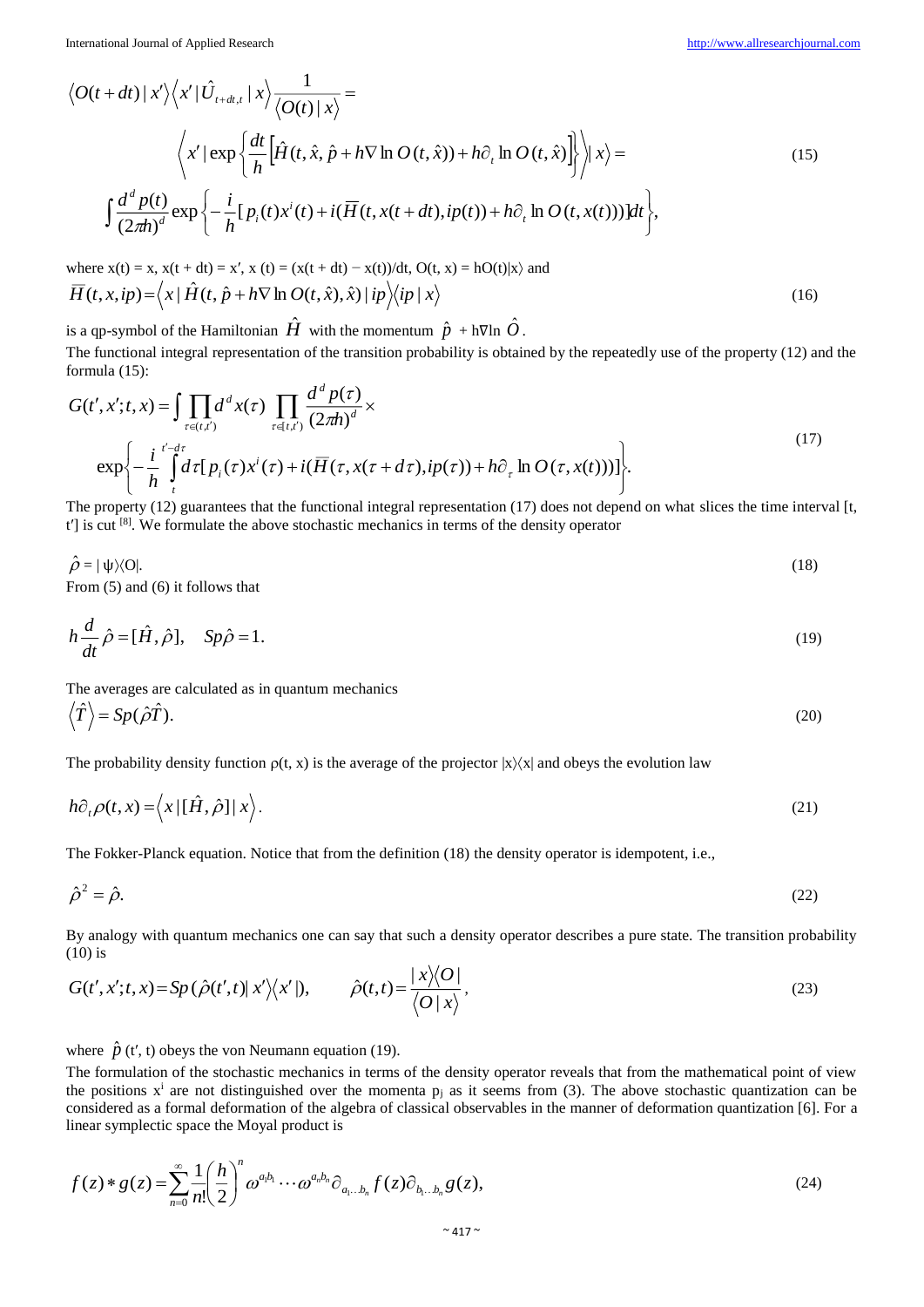$$
\begin{aligned}
&\langle O(t+dt)\,|\,x'\rangle\langle x'\,|\,\hat{U}_{t+dt,t}\,|\,x\rangle\frac{1}{\langle O(t)\,|\,x\rangle}= \\
&\qquad\left\langle x'\,|\exp\left\{\frac{dt}{h}\left[\hat{H}(t,\hat{x},\hat{p}+h\nabla\ln O(t,\hat{x}))+h\partial_t\ln O(t,\hat{x})\right]\right\}|\,x\right\rangle= \qquad (15)\\
&\int\frac{d^d p(t)}{(2\pi h)^d}\exp\left\{-\frac{i}{h}[p_i(t)x^i(t)+i(\overline{H}(t,x(t+dt),ip(t))+h\partial_t\ln O(t,x(t)))]dt\right\},
\end{aligned}
$$

where x(t) = x, x(t + dt) = x′, x (t) = (x(t + dt) − x(t))/dt, O(t, x) = hO(t)|x⟩ and

$$
\overline{H}(t,x,ip)=\langle x\,|\,\hat{H}(t,\hat{p}+h\nabla\ln O(t,\hat{x}),\hat{x})\,|\,ip\rangle\langle ip\,|\,x\rangle \qquad (16)
$$

is a qp-symbol of the Hamiltonian $\hat{H}$ with the momentum $\hat{p}$ + h∇ln $\hat{O}$.

The functional integral representation of the transition probability is obtained by the repeatedly use of the property (12) and the formula (15):

$$
\begin{aligned}
G(t',x';t,x)=&\int\prod_{\tau\in(t,t')}d^d x(\tau)\prod_{\tau\in[t,t')}\frac{d^d p(\tau)}{(2\pi h)^d}\times \\
&\exp\left\{-\frac{i}{h}\int_t^{t'-d\tau}d\tau[p_i(\tau)x^i(\tau)+i(\overline{H}(\tau,x(\tau+d\tau),ip(\tau))+h\partial_\tau\ln O(\tau,x(t)))]\right\}.
\end{aligned} \qquad (17)
$$

The property (12) guarantees that the functional integral representation (17) does not depend on what slices the time interval [t, t′] is cut [8]. We formulate the above stochastic mechanics in terms of the density operator

$$
\hat{\rho}=|\,\psi\rangle\langle O|. \qquad (18)
$$

From (5) and (6) it follows that

$$
h\frac{d}{dt}\hat{\rho}=[\hat{H},\hat{\rho}],\quad Sp\hat{\rho}=1. \qquad (19)
$$

The averages are calculated as in quantum mechanics

$$
\langle\hat{T}\rangle=Sp(\hat{\rho}\hat{T}). \qquad (20)
$$

The probability density function ρ(t, x) is the average of the projector |x⟩⟨x| and obeys the evolution law

$$
h\partial_t\rho(t,x)=\langle x\,|[\hat{H},\hat{\rho}]\,|\,x\rangle. \qquad (21)
$$

The Fokker-Planck equation. Notice that from the definition (18) the density operator is idempotent, i.e.,

$$
\hat{\rho}^2=\hat{\rho}. \qquad (22)
$$

By analogy with quantum mechanics one can say that such a density operator describes a pure state. The transition probability (10) is

$$
G(t',x';t,x)=Sp(\hat{\rho}(t',t)|\,x'\rangle\langle x'\,|),\qquad \hat{\rho}(t,t)=\frac{|\,x\rangle\langle O\,|}{\langle O\,|\,x\rangle}, \qquad (23)
$$

where $\hat{p}$ (t′, t) obeys the von Neumann equation (19).

The formulation of the stochastic mechanics in terms of the density operator reveals that from the mathematical point of view the positions $x^i$ are not distinguished over the momenta $p_j$ as it seems from (3). The above stochastic quantization can be considered as a formal deformation of the algebra of classical observables in the manner of deformation quantization [6]. For a linear symplectic space the Moyal product is

$$
f(z)*g(z)=\sum_{n=0}^{\infty}\frac{1}{n!}\left(\frac{h}{2}\right)^n\omega^{a_1b_1}\cdots\omega^{a_nb_n}\partial_{a_1\ldots b_n}f(z)\partial_{b_1\ldots b_n}g(z), \qquad (24)
$$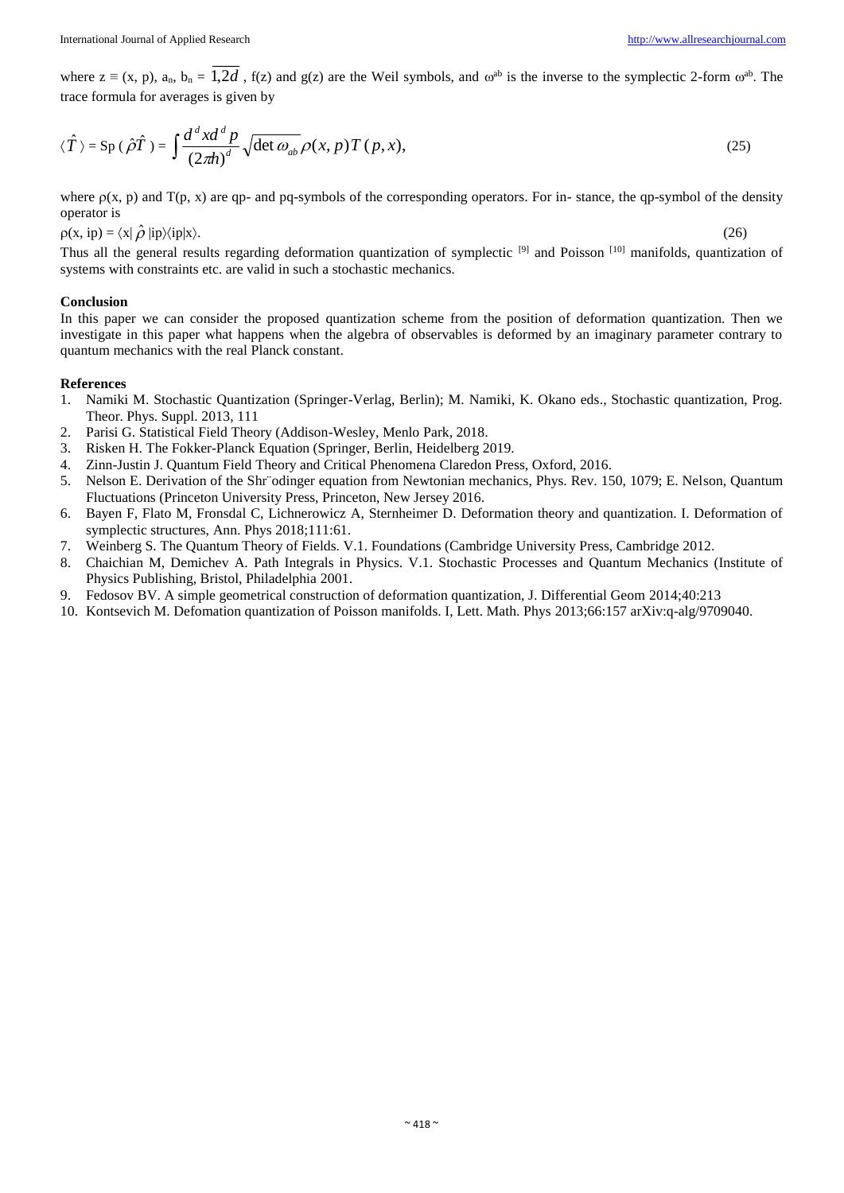where $z \equiv (x, p)$, $a_n$, $b_n = \overline{1,2d}$, $f(z)$ and $g(z)$ are the Weil symbols, and $\omega^{ab}$ is the inverse to the symplectic 2-form $\omega^{ab}$. The trace formula for averages is given by

$$\langle \hat{T} \rangle = \mathrm{Sp}\,(\hat{\rho}\hat{T}) = \int \frac{d^d x d^d p}{(2\pi h)^d} \sqrt{\det \omega_{ab}}\, \rho(x, p) T(p, x), \tag{25}$$

where $\rho(x, p)$ and $T(p, x)$ are qp- and pq-symbols of the corresponding operators. For in- stance, the qp-symbol of the density operator is

$$\rho(x, ip) = \langle x | \hat{\rho} | ip \rangle \langle ip | x \rangle. \tag{26}$$

Thus all the general results regarding deformation quantization of symplectic [9] and Poisson [10] manifolds, quantization of systems with constraints etc. are valid in such a stochastic mechanics.

**Conclusion**

In this paper we can consider the proposed quantization scheme from the position of deformation quantization. Then we investigate in this paper what happens when the algebra of observables is deformed by an imaginary parameter contrary to quantum mechanics with the real Planck constant.

**References**

1. Namiki M. Stochastic Quantization (Springer-Verlag, Berlin); M. Namiki, K. Okano eds., Stochastic quantization, Prog. Theor. Phys. Suppl. 2013, 111
2. Parisi G. Statistical Field Theory (Addison-Wesley, Menlo Park, 2018.
3. Risken H. The Fokker-Planck Equation (Springer, Berlin, Heidelberg 2019.
4. Zinn-Justin J. Quantum Field Theory and Critical Phenomena Claredon Press, Oxford, 2016.
5. Nelson E. Derivation of the Shr¨odinger equation from Newtonian mechanics, Phys. Rev. 150, 1079; E. Nelson, Quantum Fluctuations (Princeton University Press, Princeton, New Jersey 2016.
6. Bayen F, Flato M, Fronsdal C, Lichnerowicz A, Sternheimer D. Deformation theory and quantization. I. Deformation of symplectic structures, Ann. Phys 2018;111:61.
7. Weinberg S. The Quantum Theory of Fields. V.1. Foundations (Cambridge University Press, Cambridge 2012.
8. Chaichian M, Demichev A. Path Integrals in Physics. V.1. Stochastic Processes and Quantum Mechanics (Institute of Physics Publishing, Bristol, Philadelphia 2001.
9. Fedosov BV. A simple geometrical construction of deformation quantization, J. Differential Geom 2014;40:213
10. Kontsevich M. Defomation quantization of Poisson manifolds. I, Lett. Math. Phys 2013;66:157 arXiv:q-alg/9709040.